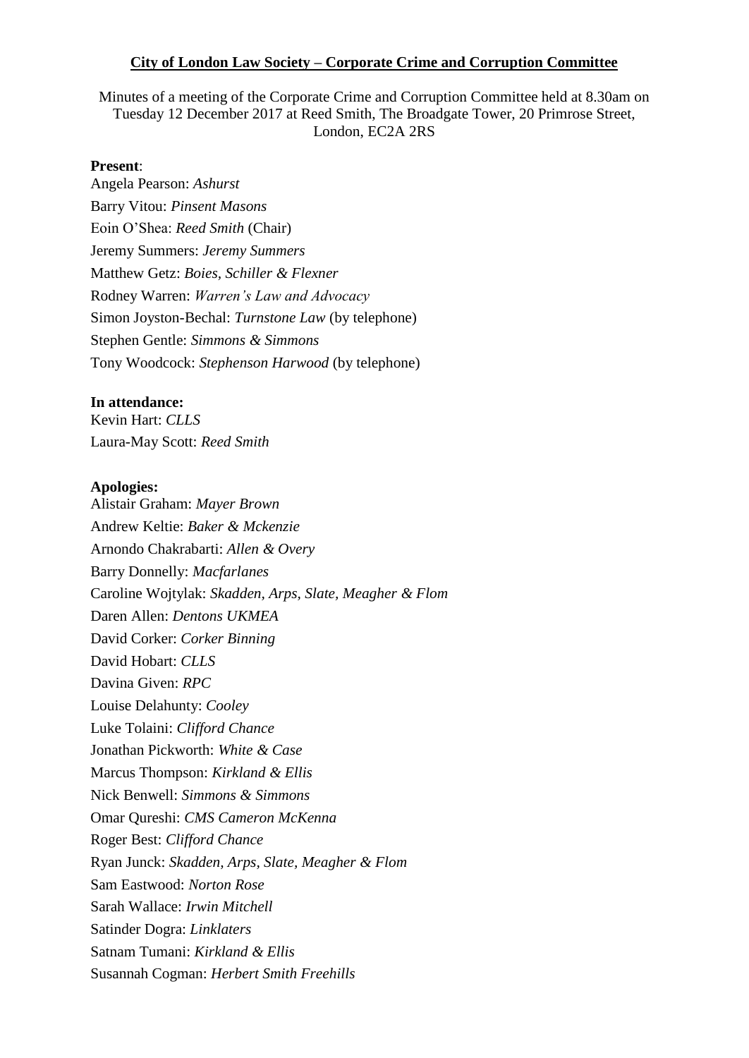**City of London Law Society – Corporate Crime and Corruption Committee**

Minutes of a meeting of the Corporate Crime and Corruption Committee held at 8.30am on Tuesday 12 December 2017 at Reed Smith, The Broadgate Tower, 20 Primrose Street, London, EC2A 2RS

**Present**:

Angela Pearson: *Ashurst*

Barry Vitou: *Pinsent Masons*

Eoin O'Shea: *Reed Smith* (Chair)

Jeremy Summers: *Jeremy Summers*

Matthew Getz: *Boies, Schiller & Flexner*

Rodney Warren: *Warren's Law and Advocacy*

Simon Joyston-Bechal: *Turnstone Law* (by telephone)

Stephen Gentle: *Simmons & Simmons*

Tony Woodcock: *Stephenson Harwood* (by telephone)

**In attendance:**

Kevin Hart: *CLLS*

Laura-May Scott: *Reed Smith*

**Apologies:**

Alistair Graham: *Mayer Brown*

Andrew Keltie: *Baker & Mckenzie*

Arnondo Chakrabarti: *Allen & Overy*

Barry Donnelly: *Macfarlanes*

Caroline Wojtylak: *Skadden, Arps, Slate, Meagher & Flom*

Daren Allen: *Dentons UKMEA*

David Corker: *Corker Binning*

David Hobart: *CLLS*

Davina Given: *RPC*

Louise Delahunty: *Cooley*

Luke Tolaini: *Clifford Chance*

Jonathan Pickworth: *White & Case*

Marcus Thompson: *Kirkland & Ellis*

Nick Benwell: *Simmons & Simmons*

Omar Qureshi: *CMS Cameron McKenna*

Roger Best: *Clifford Chance*

Ryan Junck: *Skadden, Arps, Slate, Meagher & Flom*

Sam Eastwood: *Norton Rose*

Sarah Wallace: *Irwin Mitchell*

Satinder Dogra: *Linklaters*

Satnam Tumani: *Kirkland & Ellis*

Susannah Cogman: *Herbert Smith Freehills*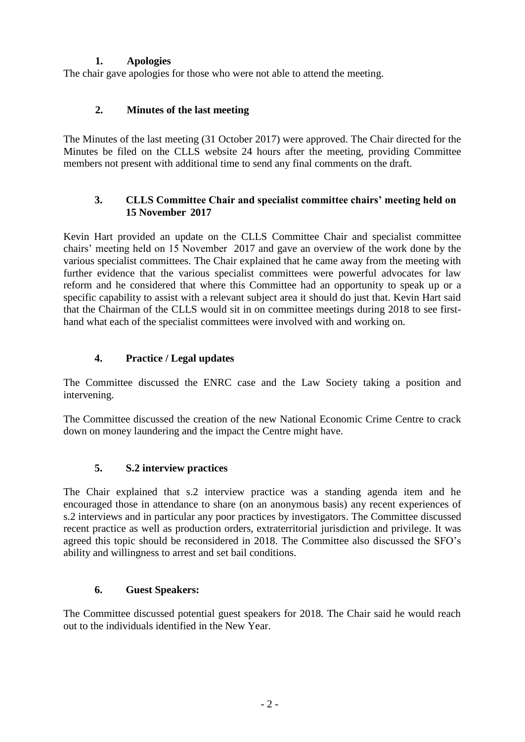## 1. Apologies

The chair gave apologies for those who were not able to attend the meeting.

## 2. Minutes of the last meeting

The Minutes of the last meeting (31 October 2017) were approved. The Chair directed for the Minutes be filed on the CLLS website 24 hours after the meeting, providing Committee members not present with additional time to send any final comments on the draft.

## 3. CLLS Committee Chair and specialist committee chairs' meeting held on 15 November 2017

Kevin Hart provided an update on the CLLS Committee Chair and specialist committee chairs' meeting held on 15 November 2017 and gave an overview of the work done by the various specialist committees. The Chair explained that he came away from the meeting with further evidence that the various specialist committees were powerful advocates for law reform and he considered that where this Committee had an opportunity to speak up or a specific capability to assist with a relevant subject area it should do just that. Kevin Hart said that the Chairman of the CLLS would sit in on committee meetings during 2018 to see first-hand what each of the specialist committees were involved with and working on.

## 4. Practice / Legal updates

The Committee discussed the ENRC case and the Law Society taking a position and intervening.

The Committee discussed the creation of the new National Economic Crime Centre to crack down on money laundering and the impact the Centre might have.

## 5. S.2 interview practices

The Chair explained that s.2 interview practice was a standing agenda item and he encouraged those in attendance to share (on an anonymous basis) any recent experiences of s.2 interviews and in particular any poor practices by investigators. The Committee discussed recent practice as well as production orders, extraterritorial jurisdiction and privilege. It was agreed this topic should be reconsidered in 2018. The Committee also discussed the SFO's ability and willingness to arrest and set bail conditions.

## 6. Guest Speakers:

The Committee discussed potential guest speakers for 2018. The Chair said he would reach out to the individuals identified in the New Year.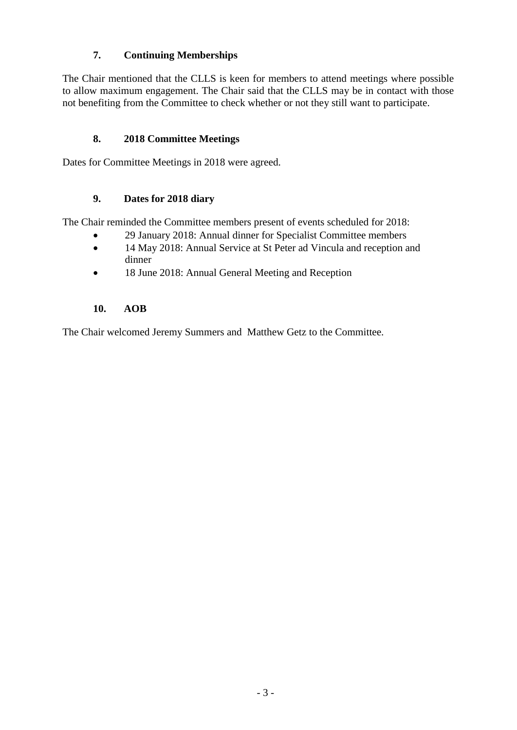### 7. Continuing Memberships

The Chair mentioned that the CLLS is keen for members to attend meetings where possible to allow maximum engagement. The Chair said that the CLLS may be in contact with those not benefiting from the Committee to check whether or not they still want to participate.

### 8. 2018 Committee Meetings

Dates for Committee Meetings in 2018 were agreed.

### 9. Dates for 2018 diary

The Chair reminded the Committee members present of events scheduled for 2018:

- 29 January 2018: Annual dinner for Specialist Committee members
- 14 May 2018: Annual Service at St Peter ad Vincula and reception and dinner
- 18 June 2018: Annual General Meeting and Reception

### 10. AOB

The Chair welcomed Jeremy Summers and Matthew Getz to the Committee.